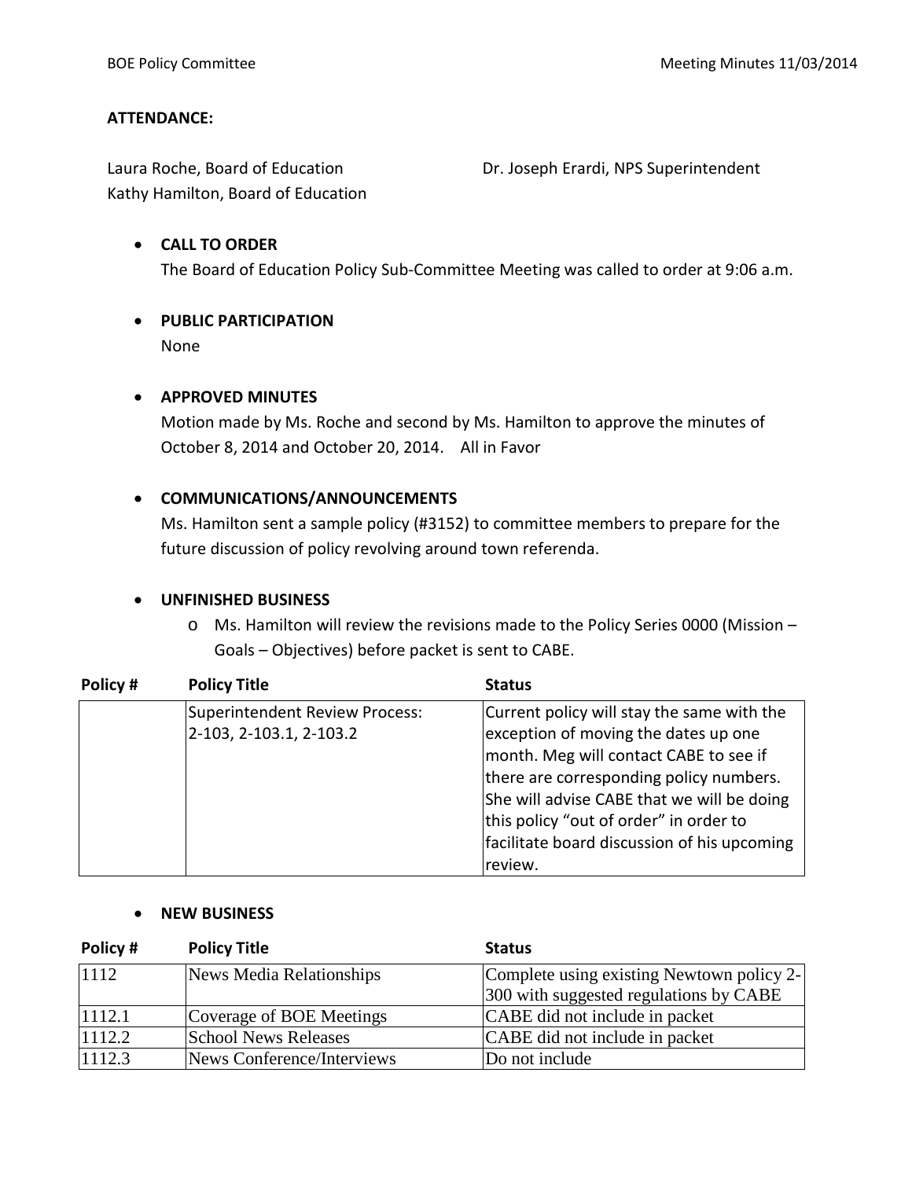**ATTENDANCE:**

Laura Roche, Board of Education
Kathy Hamilton, Board of Education

Dr. Joseph Erardi, NPS Superintendent

- **CALL TO ORDER**
  The Board of Education Policy Sub-Committee Meeting was called to order at 9:06 a.m.

- **PUBLIC PARTICIPATION**
  None

- **APPROVED MINUTES**
  Motion made by Ms. Roche and second by Ms. Hamilton to approve the minutes of October 8, 2014 and October 20, 2014. All in Favor

- **COMMUNICATIONS/ANNOUNCEMENTS**
  Ms. Hamilton sent a sample policy (#3152) to committee members to prepare for the future discussion of policy revolving around town referenda.

- **UNFINISHED BUSINESS**
  - Ms. Hamilton will review the revisions made to the Policy Series 0000 (Mission – Goals – Objectives) before packet is sent to CABE.

| Policy # | Policy Title | Status |
|---|---|---|
| | Superintendent Review Process: 2-103, 2-103.1, 2-103.2 | Current policy will stay the same with the exception of moving the dates up one month. Meg will contact CABE to see if there are corresponding policy numbers. She will advise CABE that we will be doing this policy "out of order" in order to facilitate board discussion of his upcoming review. |

- **NEW BUSINESS**

| Policy # | Policy Title | Status |
|---|---|---|
| 1112 | News Media Relationships | Complete using existing Newtown policy 2-300 with suggested regulations by CABE |
| 1112.1 | Coverage of BOE Meetings | CABE did not include in packet |
| 1112.2 | School News Releases | CABE did not include in packet |
| 1112.3 | News Conference/Interviews | Do not include |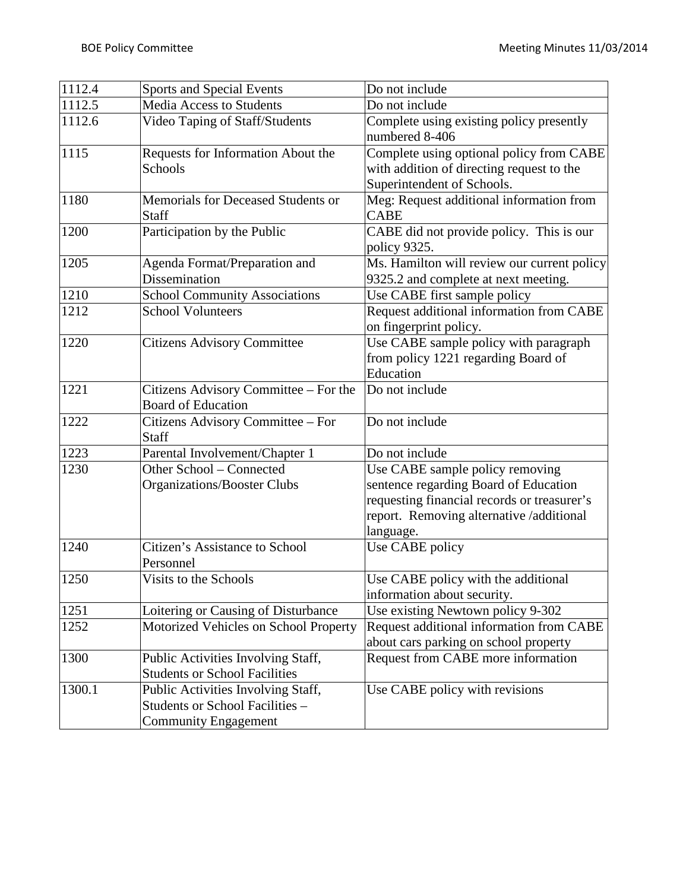| 1112.4 | Sports and Special Events | Do not include |
|---|---|---|
| 1112.5 | Media Access to Students | Do not include |
| 1112.6 | Video Taping of Staff/Students | Complete using existing policy presently numbered 8-406 |
| 1115 | Requests for Information About the Schools | Complete using optional policy from CABE with addition of directing request to the Superintendent of Schools. |
| 1180 | Memorials for Deceased Students or Staff | Meg: Request additional information from CABE |
| 1200 | Participation by the Public | CABE did not provide policy. This is our policy 9325. |
| 1205 | Agenda Format/Preparation and Dissemination | Ms. Hamilton will review our current policy 9325.2 and complete at next meeting. |
| 1210 | School Community Associations | Use CABE first sample policy |
| 1212 | School Volunteers | Request additional information from CABE on fingerprint policy. |
| 1220 | Citizens Advisory Committee | Use CABE sample policy with paragraph from policy 1221 regarding Board of Education |
| 1221 | Citizens Advisory Committee – For the Board of Education | Do not include |
| 1222 | Citizens Advisory Committee – For Staff | Do not include |
| 1223 | Parental Involvement/Chapter 1 | Do not include |
| 1230 | Other School – Connected Organizations/Booster Clubs | Use CABE sample policy removing sentence regarding Board of Education requesting financial records or treasurer's report. Removing alternative /additional language. |
| 1240 | Citizen's Assistance to School Personnel | Use CABE policy |
| 1250 | Visits to the Schools | Use CABE policy with the additional information about security. |
| 1251 | Loitering or Causing of Disturbance | Use existing Newtown policy 9-302 |
| 1252 | Motorized Vehicles on School Property | Request additional information from CABE about cars parking on school property |
| 1300 | Public Activities Involving Staff, Students or School Facilities | Request from CABE more information |
| 1300.1 | Public Activities Involving Staff, Students or School Facilities – Community Engagement | Use CABE policy with revisions |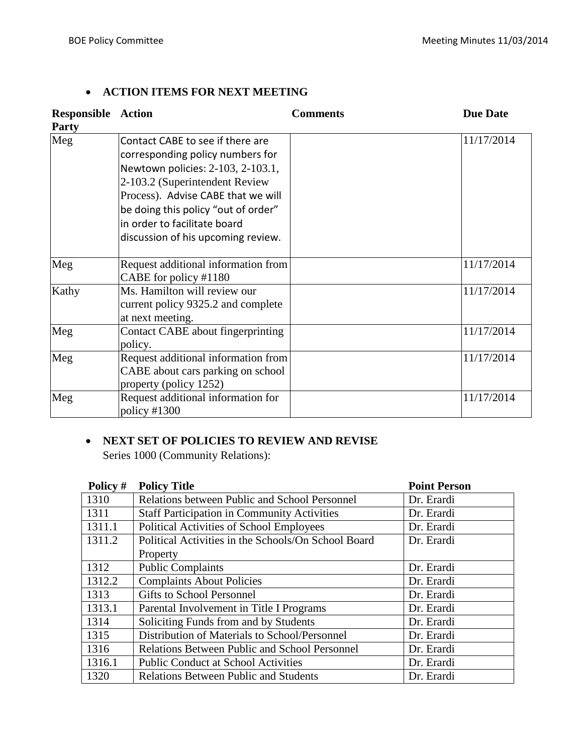- **ACTION ITEMS FOR NEXT MEETING**

| Responsible Party | Action | Comments | Due Date |
|---|---|---|---|
| Meg | Contact CABE to see if there are corresponding policy numbers for Newtown policies: 2-103, 2-103.1, 2-103.2 (Superintendent Review Process). Advise CABE that we will be doing this policy "out of order" in order to facilitate board discussion of his upcoming review. | | 11/17/2014 |
| Meg | Request additional information from CABE for policy #1180 | | 11/17/2014 |
| Kathy | Ms. Hamilton will review our current policy 9325.2 and complete at next meeting. | | 11/17/2014 |
| Meg | Contact CABE about fingerprinting policy. | | 11/17/2014 |
| Meg | Request additional information from CABE about cars parking on school property (policy 1252) | | 11/17/2014 |
| Meg | Request additional information for policy #1300 | | 11/17/2014 |

- **NEXT SET OF POLICIES TO REVIEW AND REVISE**
  Series 1000 (Community Relations):

| Policy # | Policy Title | Point Person |
|---|---|---|
| 1310 | Relations between Public and School Personnel | Dr. Erardi |
| 1311 | Staff Participation in Community Activities | Dr. Erardi |
| 1311.1 | Political Activities of School Employees | Dr. Erardi |
| 1311.2 | Political Activities in the Schools/On School Board Property | Dr. Erardi |
| 1312 | Public Complaints | Dr. Erardi |
| 1312.2 | Complaints About Policies | Dr. Erardi |
| 1313 | Gifts to School Personnel | Dr. Erardi |
| 1313.1 | Parental Involvement in Title I Programs | Dr. Erardi |
| 1314 | Soliciting Funds from and by Students | Dr. Erardi |
| 1315 | Distribution of Materials to School/Personnel | Dr. Erardi |
| 1316 | Relations Between Public and School Personnel | Dr. Erardi |
| 1316.1 | Public Conduct at School Activities | Dr. Erardi |
| 1320 | Relations Between Public and Students | Dr. Erardi |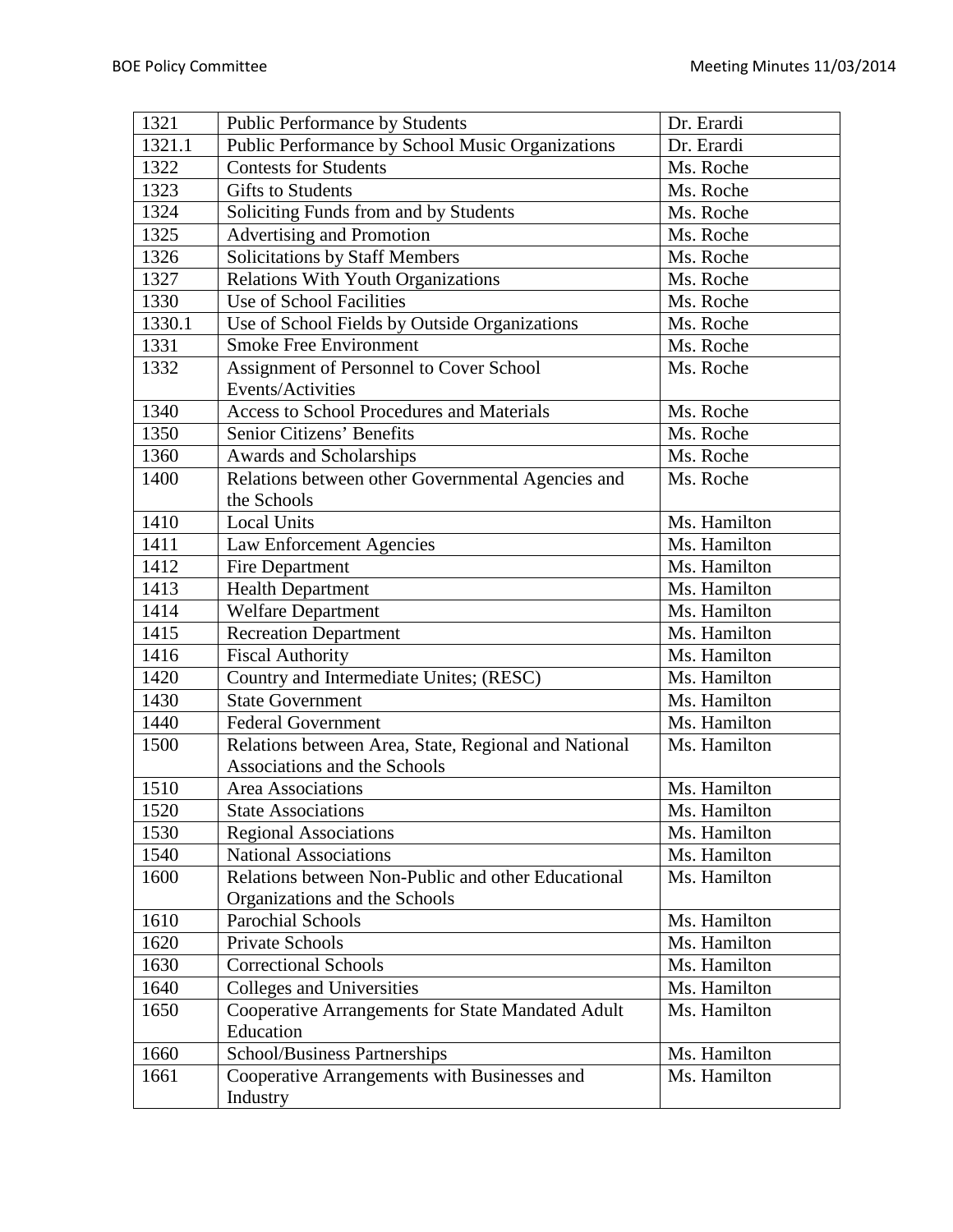| | | |
|---|---|---|
| 1321 | Public Performance by Students | Dr. Erardi |
| 1321.1 | Public Performance by School Music Organizations | Dr. Erardi |
| 1322 | Contests for Students | Ms. Roche |
| 1323 | Gifts to Students | Ms. Roche |
| 1324 | Soliciting Funds from and by Students | Ms. Roche |
| 1325 | Advertising and Promotion | Ms. Roche |
| 1326 | Solicitations by Staff Members | Ms. Roche |
| 1327 | Relations With Youth Organizations | Ms. Roche |
| 1330 | Use of School Facilities | Ms. Roche |
| 1330.1 | Use of School Fields by Outside Organizations | Ms. Roche |
| 1331 | Smoke Free Environment | Ms. Roche |
| 1332 | Assignment of Personnel to Cover School Events/Activities | Ms. Roche |
| 1340 | Access to School Procedures and Materials | Ms. Roche |
| 1350 | Senior Citizens' Benefits | Ms. Roche |
| 1360 | Awards and Scholarships | Ms. Roche |
| 1400 | Relations between other Governmental Agencies and the Schools | Ms. Roche |
| 1410 | Local Units | Ms. Hamilton |
| 1411 | Law Enforcement Agencies | Ms. Hamilton |
| 1412 | Fire Department | Ms. Hamilton |
| 1413 | Health Department | Ms. Hamilton |
| 1414 | Welfare Department | Ms. Hamilton |
| 1415 | Recreation Department | Ms. Hamilton |
| 1416 | Fiscal Authority | Ms. Hamilton |
| 1420 | Country and Intermediate Unites; (RESC) | Ms. Hamilton |
| 1430 | State Government | Ms. Hamilton |
| 1440 | Federal Government | Ms. Hamilton |
| 1500 | Relations between Area, State, Regional and National Associations and the Schools | Ms. Hamilton |
| 1510 | Area Associations | Ms. Hamilton |
| 1520 | State Associations | Ms. Hamilton |
| 1530 | Regional Associations | Ms. Hamilton |
| 1540 | National Associations | Ms. Hamilton |
| 1600 | Relations between Non-Public and other Educational Organizations and the Schools | Ms. Hamilton |
| 1610 | Parochial Schools | Ms. Hamilton |
| 1620 | Private Schools | Ms. Hamilton |
| 1630 | Correctional Schools | Ms. Hamilton |
| 1640 | Colleges and Universities | Ms. Hamilton |
| 1650 | Cooperative Arrangements for State Mandated Adult Education | Ms. Hamilton |
| 1660 | School/Business Partnerships | Ms. Hamilton |
| 1661 | Cooperative Arrangements with Businesses and Industry | Ms. Hamilton |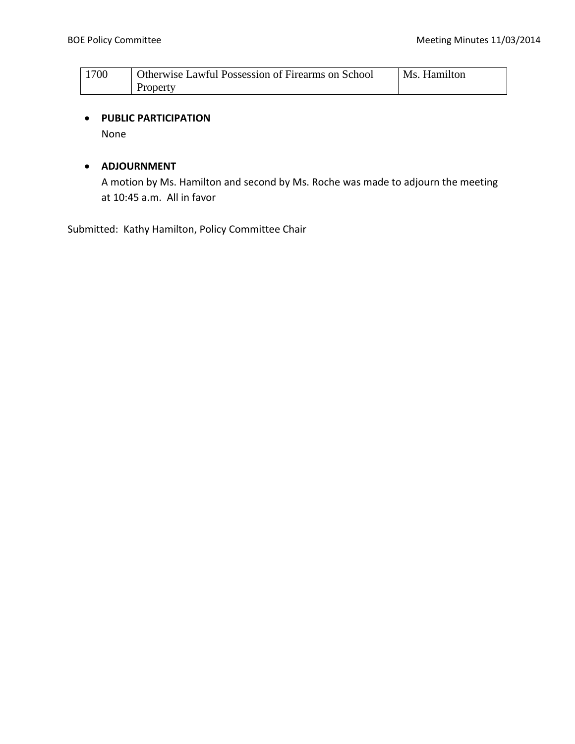| | | |
|---|---|---|
| 1700 | Otherwise Lawful Possession of Firearms on School Property | Ms. Hamilton |

- **PUBLIC PARTICIPATION**
  None

- **ADJOURNMENT**
  A motion by Ms. Hamilton and second by Ms. Roche was made to adjourn the meeting at 10:45 a.m. All in favor

Submitted: Kathy Hamilton, Policy Committee Chair